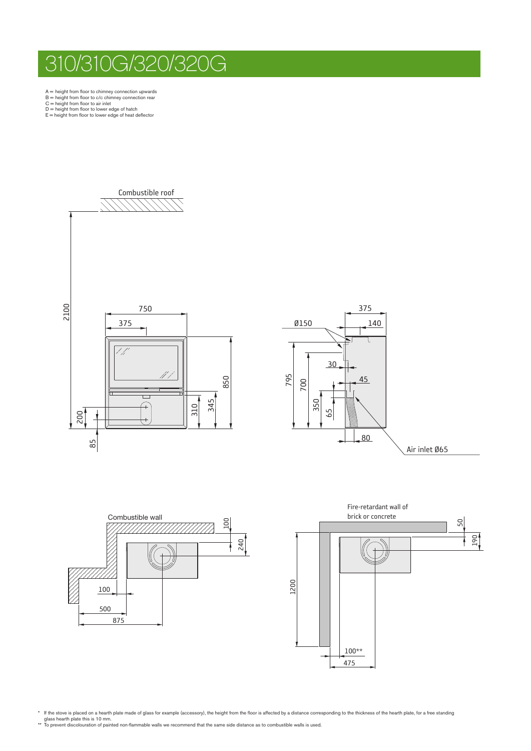# 310/310G/320/320G

A = height from floor to chimney connection upwards
B = height from floor to c/c chimney connection rear
C = height from floor to air inlet
D = height from floor to lower edge of hatch
E = height from floor to lower edge of heat deflector

Combustible roof

2100

750

375

850

345

310

200

85

375

140

Ø150

795

700

30

45

350

65

80

Air inlet Ø65

Combustible wall

100

240

100

500

875

Fire-retardant wall of brick or concrete

50

190

1200

100**

475

\* If the stove is placed on a hearth plate made of glass for example (accessory), the height from the floor is affected by a distance corresponding to the thickness of the hearth plate, for a free standing glass hearth plate this is 10 mm.

\*\* To prevent discolouration of painted non-flammable walls we recommend that the same side distance as to combustible walls is used.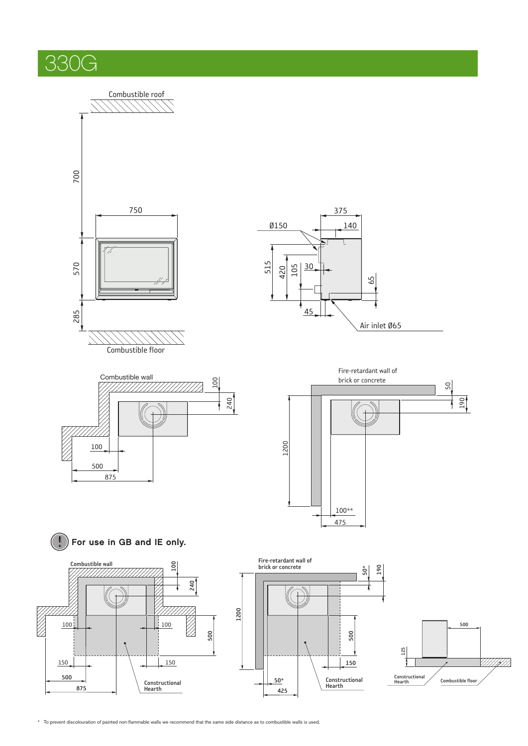# 330G

Combustible roof

700

750

570

285

Combustible floor

375

Ø150

140

515

420

105

30

65

45

Air inlet Ø65

Combustible wall

100

240

100

500

875

Fire-retardant wall of brick or concrete

50

190

1200

100**

475

**For use in GB and IE only.**

Combustible wall

100

240

100

100

500

150

150

500

875

Constructional Hearth

Fire-retardant wall of brick or concrete

50*

190

1200

500

150

50*

425

Constructional Hearth

500

125

Constructional Hearth

Combustible floor

* To prevent discolouration of painted non-flammable walls we recommend that the same side distance as to combustible walls is used.